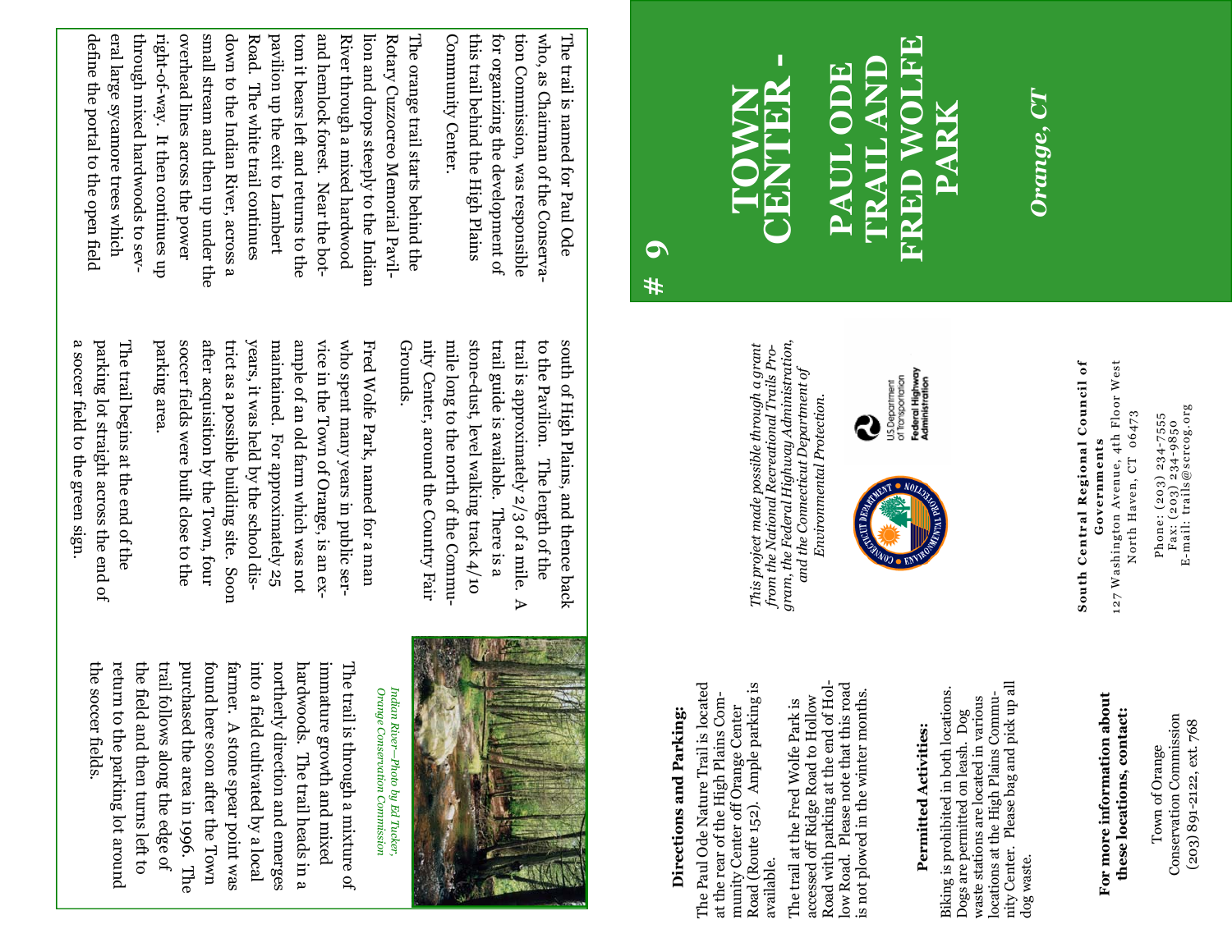# 9

# TOWN CENTER - PAUL ODE TRAIL AND FRED WOLFE PARK

*Orange, CT*

*This project made possible through a grant from the National Recreational Trails Program, the Federal Highway Administration, and the Connecticut Department of Environmental Protection.*

U.S. Department of Transportation Federal Highway Administration

**South Central Regional Council of Governments**
127 Washington Avenue, 4th Floor West
North Haven, CT 06473

Phone: (203) 234-7555
Fax: (203) 234-9850
E-mail: trails@scrcog.org

The trail is named for Paul Ode who, as Chairman of the Conservation Commission, was responsible for organizing the development of this trail behind the High Plains Community Center.

The orange trail starts behind the Rotary Cuzzocreo Memorial Pavilion and drops steeply to the Indian River through a mixed hardwood and hemlock forest. Near the bottom it bears left and returns to the pavilion up the exit to Lambert Road. The white trail continues down to the Indian River, across a small stream and then up under the overhead lines across the power right-of-way. It then continues up through mixed hardwoods to several large sycamore trees which define the portal to the open field south of High Plains, and thence back to the Pavilion. The length of the trail is approximately 2/3 of a mile. A trail guide is available. There is a stone-dust, level walking track 4/10 mile long to the north of the Community Center, around the Country Fair Grounds.

Fred Wolfe Park, named for a man who spent many years in public service in the Town of Orange, is an example of an old farm which was not maintained. For approximately 25 years, it was held by the school district as a possible building site. Soon after acquisition by the Town, four soccer fields were built close to the parking area.

The trail begins at the end of the parking lot straight across the end of a soccer field to the green sign.

*Indian River—Photo by Ed Tucker, Orange Conservation Commission*

The trail is through a mixture of immature growth and mixed hardwoods. The trail heads in a northerly direction and emerges into a field cultivated by a local farmer. A stone spear point was found here soon after the Town purchased the area in 1996. The trail follows along the edge of the field and then turns left to return to the parking lot around the soccer fields.

## Directions and Parking:

The Paul Ode Nature Trail is located at the rear of the High Plains Community Center off Orange Center Road (Route 152). Ample parking is available.

The trail at the Fred Wolfe Park is accessed off Ridge Road to Hollow Road with parking at the end of Hollow Road. Please note that this road is not plowed in the winter months.

## Permitted Activities:

Biking is prohibited in both locations. Dogs are permitted on leash. Dog waste stations are located in various locations at the High Plains Community Center. Please bag and pick up all dog waste.

## For more information about these locations, contact:

Town of Orange
Conservation Commission
(203) 891-2122, ext. 768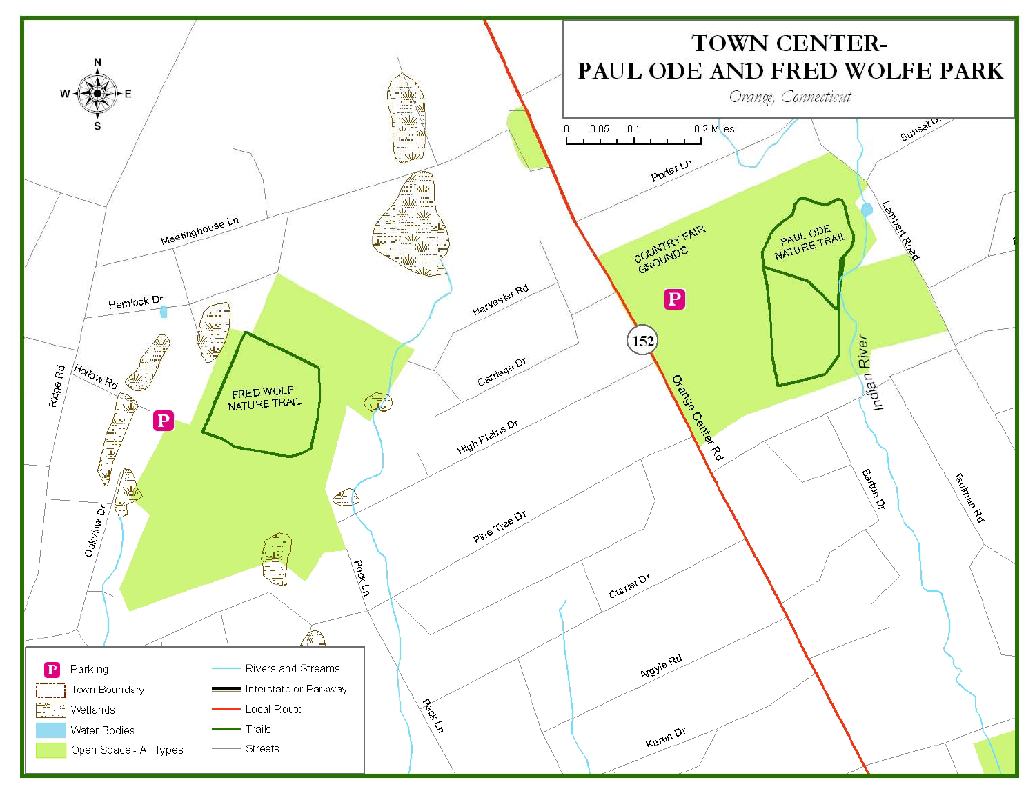# TOWN CENTER-
# PAUL ODE AND FRED WOLFE PARK

*Orange, Connecticut*

0 0.05 0.1 0.2 Miles

N
W E
S

Porter Ln
Sunset Dr
Meetinghouse Ln
Hemlock Dr
Hollow Rd
Ridge Rd
Harvester Rd
Carriage Dr
High Plains Dr
Pine Tree Dr
Currier Dr
Argyle Rd
Karen Dr
Oakview Dr
Peck Ln
Orange Center Rd
152
Lambert Road
Indian River
Barton Dr
Taulman Rd

COUNTRY FAIR GROUNDS
PAUL ODE NATURE TRAIL
FRED WOLF NATURE TRAIL

P Parking
Town Boundary
Wetlands
Water Bodies
Open Space - All Types
Rivers and Streams
Interstate or Parkway
Local Route
Trails
Streets